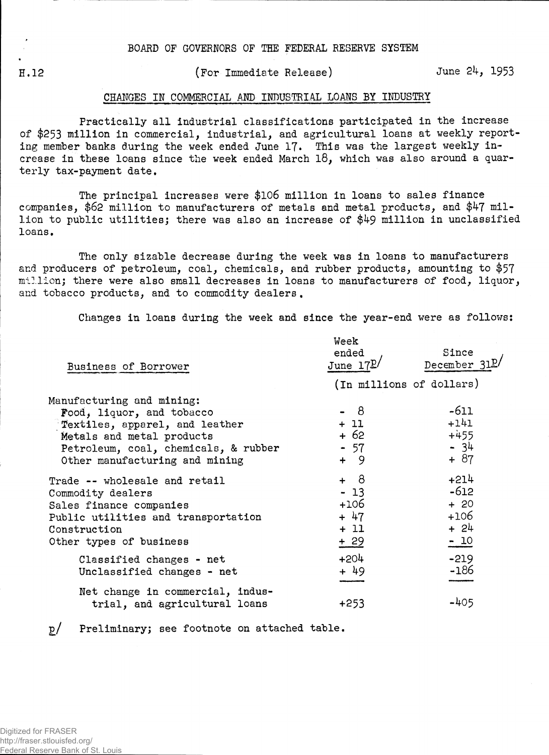BOARD OF GOVERNORS OF THE FEDERAL RESERVE SYSTEM

H.12 (For Immediate Release) June 24, 1953

## CHANGES IN COMMERCIAL AND INDUSTRIAL LOANS BY INDUSTRY

Practically all industrial classifications participated in the increase of $253 million in commercial, industrial, and agricultural loans at weekly reporting member banks during the week ended June 17. This was the largest weekly increase in these loans since the week ended March 18, which was also around a quarterly tax-payment date.

The principal increases were $106 million in loans to sales finance companies, $62 million to manufacturers of metals and metal products, and $47 million to public utilities; there was also an increase of $49 million in unclassified loans.

The only sizable decrease during the week was in loans to manufacturers and producers of petroleum, coal, chemicals, and rubber products, amounting to $57 million; there were also small decreases in loans to manufacturers of food, liquor, and tobacco products, and to commodity dealers.

Changes in loans during the week and since the year-end were as follows:

| Business of Borrower | Week ended June 17p/ | Since December 31p/ |
|---|---|---|
| | (In millions of dollars) | |
| Manufacturing and mining: | | |
| Food, liquor, and tobacco | - 8 | -611 |
| Textiles, apparel, and leather | + 11 | +141 |
| Metals and metal products | + 62 | +455 |
| Petroleum, coal, chemicals, & rubber | - 57 | - 34 |
| Other manufacturing and mining | + 9 | + 87 |
| Trade -- wholesale and retail | + 8 | +214 |
| Commodity dealers | - 13 | -612 |
| Sales finance companies | +106 | + 20 |
| Public utilities and transportation | + 47 | +106 |
| Construction | + 11 | + 24 |
| Other types of business | + 29 | - 10 |
| Classified changes - net | +204 | -219 |
| Unclassified changes - net | + 49 | -186 |
| Net change in commercial, industrial, and agricultural loans | +253 | -405 |

p/ Preliminary; see footnote on attached table.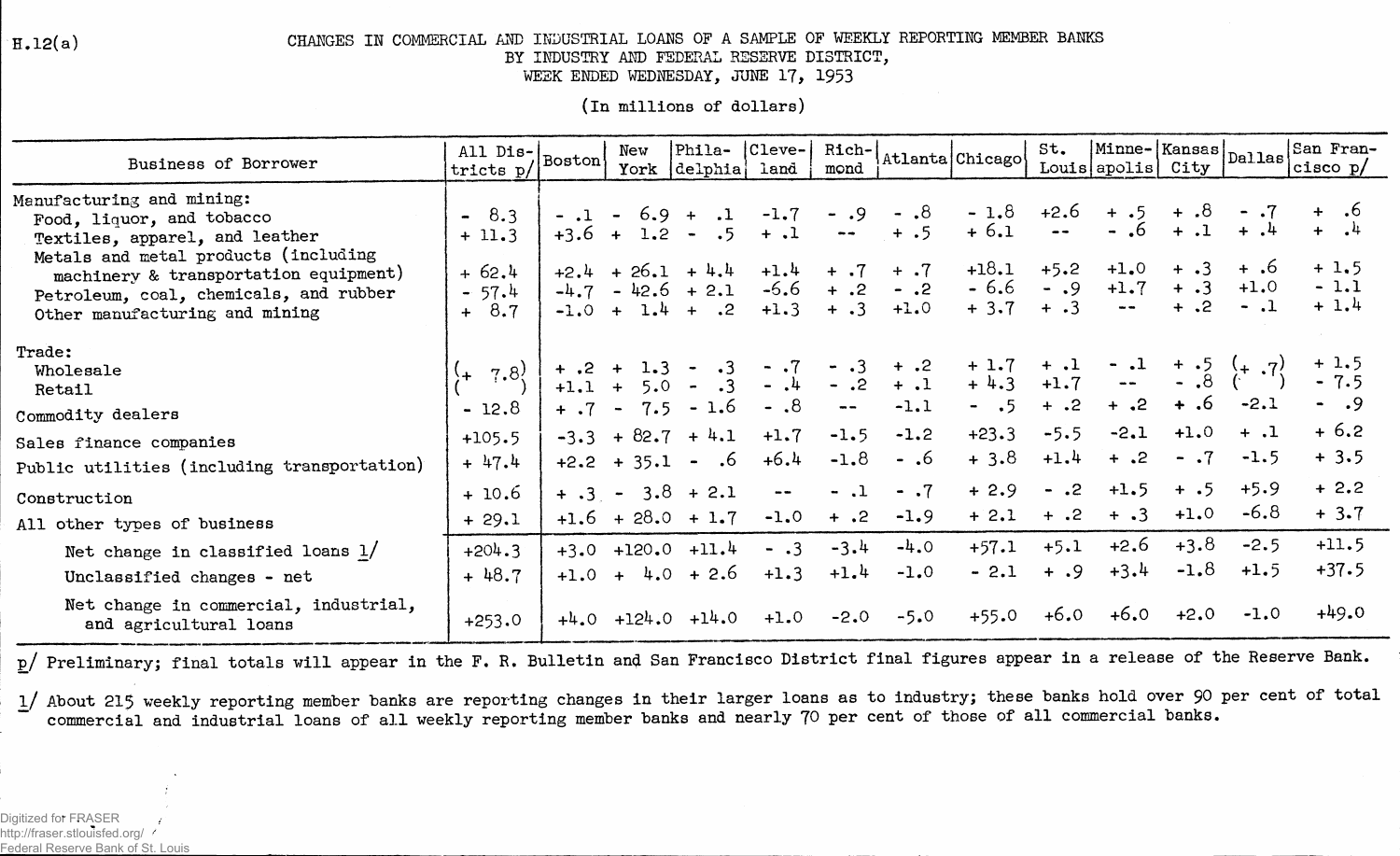H.12(a)

# CHANGES IN COMMERCIAL AND INDUSTRIAL LOANS OF A SAMPLE OF WEEKLY REPORTING MEMBER BANKS BY INDUSTRY AND FEDERAL RESERVE DISTRICT, WEEK ENDED WEDNESDAY, JUNE 17, 1953

(In millions of dollars)

| Business of Borrower | All Districts p/ | Boston | New York | Philadelphia | Cleveland | Richmond | Atlanta | Chicago | St. Louis | Minneapolis | Kansas City | Dallas | San Francisco p/ |
|---|---|---|---|---|---|---|---|---|---|---|---|---|---|
| Manufacturing and mining: | | | | | | | | | | | | | |
| Food, liquor, and tobacco | - 8.3 | - .1 | - 6.9 | + .1 | -1.7 | - .9 | - .8 | - 1.8 | +2.6 | + .5 | + .8 | - .7 | + .6 |
| Textiles, apparel, and leather | + 11.3 | +3.6 | + 1.2 | - .5 | + .1 | -- | + .5 | + 6.1 | -- | - .6 | + .1 | + .4 | + .4 |
| Metals and metal products (including machinery & transportation equipment) | + 62.4 | +2.4 | + 26.1 | + 4.4 | +1.4 | + .7 | + .7 | +18.1 | +5.2 | +1.0 | + .3 | + .6 | + 1.5 |
| Petroleum, coal, chemicals, and rubber | - 57.4 | -4.7 | - 42.6 | + 2.1 | -6.6 | + .2 | - .2 | - 6.6 | - .9 | +1.7 | + .3 | +1.0 | - 1.1 |
| Other manufacturing and mining | + 8.7 | -1.0 | + 1.4 | + .2 | +1.3 | + .3 | +1.0 | + 3.7 | + .3 | -- | + .2 | - .1 | + 1.4 |
| Trade: | | | | | | | | | | | | | |
| Wholesale | (+ 7.8) | + .2 | + 1.3 | - .3 | - .7 | - .3 | + .2 | + 1.7 | + .1 | - .1 | + .5 | (+ .7) | + 1.5 |
| Retail | ( ) | +1.1 | + 5.0 | - .3 | - .4 | - .2 | + .1 | + 4.3 | +1.7 | -- | - .8 | ( ) | - 7.5 |
| Commodity dealers | - 12.8 | + .7 | - 7.5 | - 1.6 | - .8 | -- | -1.1 | - .5 | + .2 | + .2 | + .6 | -2.1 | - .9 |
| Sales finance companies | +105.5 | -3.3 | + 82.7 | + 4.1 | +1.7 | -1.5 | -1.2 | +23.3 | -5.5 | -2.1 | +1.0 | + .1 | + 6.2 |
| Public utilities (including transportation) | + 47.4 | +2.2 | + 35.1 | - .6 | +6.4 | -1.8 | - .6 | + 3.8 | +1.4 | + .2 | - .7 | -1.5 | + 3.5 |
| Construction | + 10.6 | + .3 | - 3.8 | + 2.1 | -- | - .1 | - .7 | + 2.9 | - .2 | +1.5 | + .5 | +5.9 | + 2.2 |
| All other types of business | + 29.1 | +1.6 | + 28.0 | + 1.7 | -1.0 | + .2 | -1.9 | + 2.1 | + .2 | + .3 | +1.0 | -6.8 | + 3.7 |
| Net change in classified loans 1/ | +204.3 | +3.0 | +120.0 | +11.4 | - .3 | -3.4 | -4.0 | +57.1 | +5.1 | +2.6 | +3.8 | -2.5 | +11.5 |
| Unclassified changes - net | + 48.7 | +1.0 | + 4.0 | + 2.6 | +1.3 | +1.4 | -1.0 | - 2.1 | + .9 | +3.4 | -1.8 | +1.5 | +37.5 |
| Net change in commercial, industrial, and agricultural loans | +253.0 | +4.0 | +124.0 | +14.0 | +1.0 | -2.0 | -5.0 | +55.0 | +6.0 | +6.0 | +2.0 | -1.0 | +49.0 |

p/ Preliminary; final totals will appear in the F. R. Bulletin and San Francisco District final figures appear in a release of the Reserve Bank.

1/ About 215 weekly reporting member banks are reporting changes in their larger loans as to industry; these banks hold over 90 per cent of total commercial and industrial loans of all weekly reporting member banks and nearly 70 per cent of those of all commercial banks.